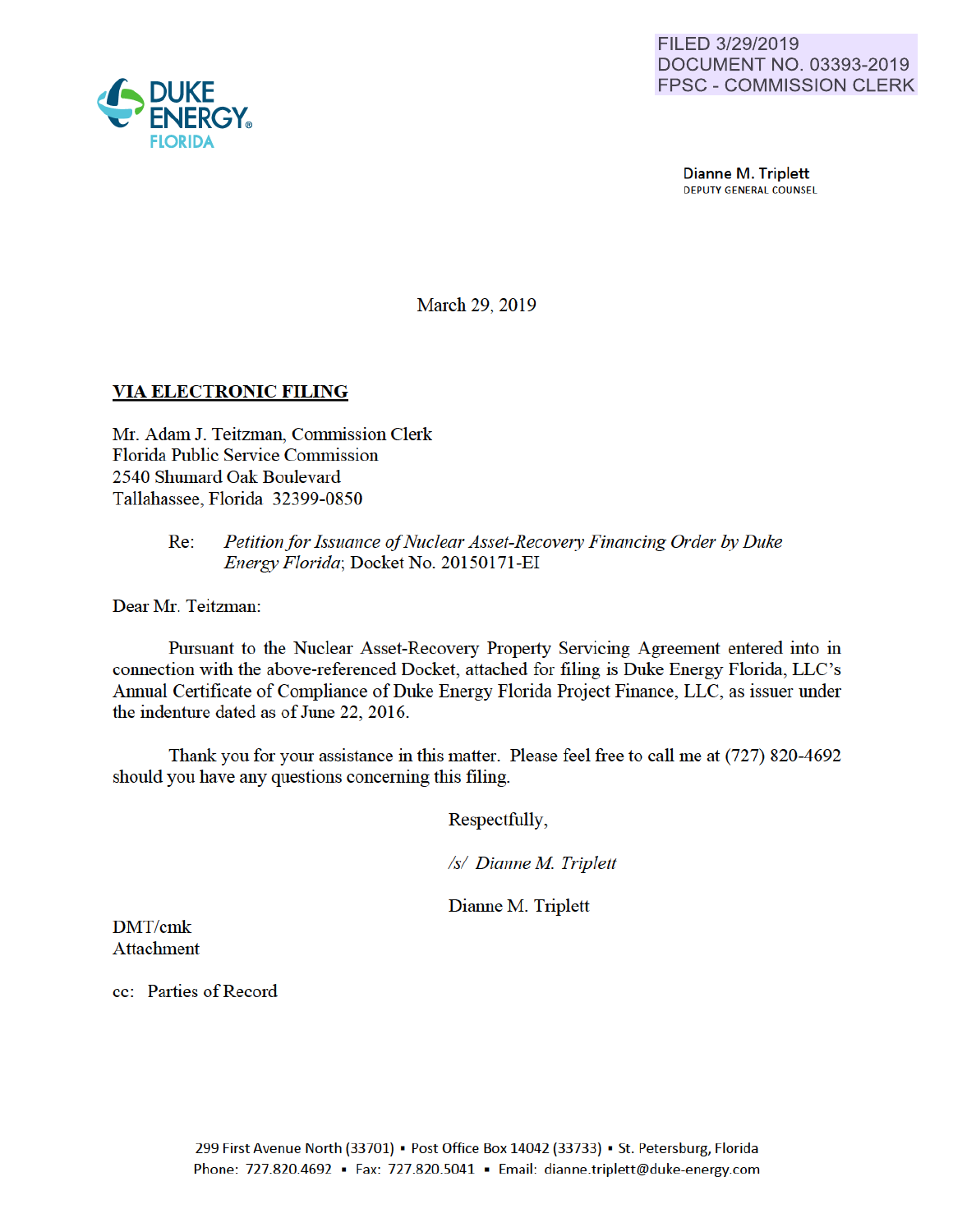FILED 3/29/2019
DOCUMENT NO. 03393-2019
FPSC - COMMISSION CLERK

DUKE ENERGY®
FLORIDA

**Dianne M. Triplett**
DEPUTY GENERAL COUNSEL

March 29, 2019

**VIA ELECTRONIC FILING**

Mr. Adam J. Teitzman, Commission Clerk
Florida Public Service Commission
2540 Shumard Oak Boulevard
Tallahassee, Florida 32399-0850

Re: *Petition for Issuance of Nuclear Asset-Recovery Financing Order by Duke Energy Florida*; Docket No. 20150171-EI

Dear Mr. Teitzman:

Pursuant to the Nuclear Asset-Recovery Property Servicing Agreement entered into in connection with the above-referenced Docket, attached for filing is Duke Energy Florida, LLC's Annual Certificate of Compliance of Duke Energy Florida Project Finance, LLC, as issuer under the indenture dated as of June 22, 2016.

Thank you for your assistance in this matter. Please feel free to call me at (727) 820-4692 should you have any questions concerning this filing.

Respectfully,

*/s/ Dianne M. Triplett*

Dianne M. Triplett

DMT/cmk
Attachment

cc: Parties of Record

299 First Avenue North (33701) ▪ Post Office Box 14042 (33733) ▪ St. Petersburg, Florida
Phone: 727.820.4692 ▪ Fax: 727.820.5041 ▪ Email: dianne.triplett@duke-energy.com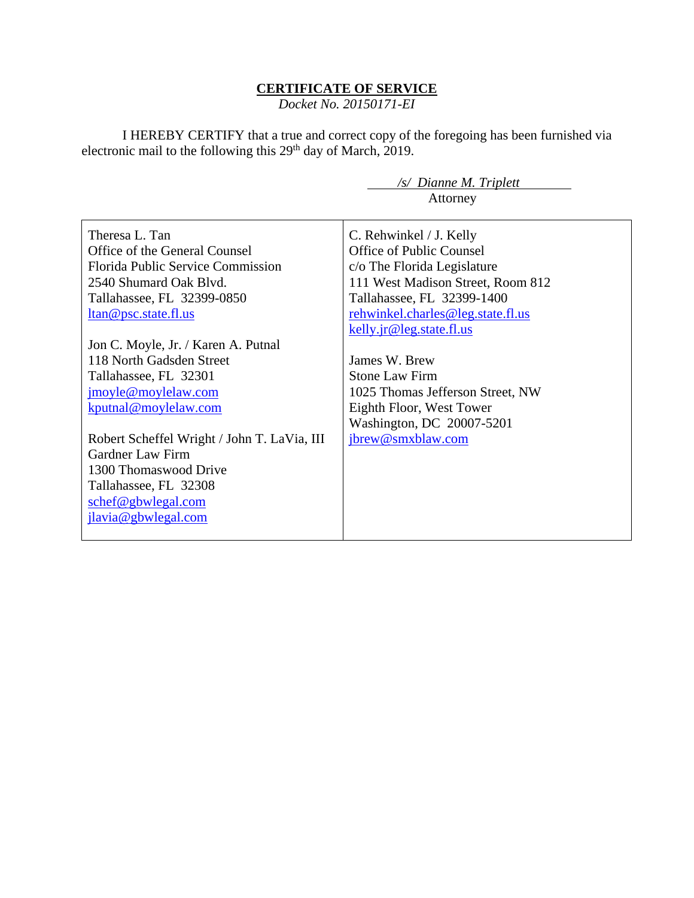**CERTIFICATE OF SERVICE**

*Docket No. 20150171-EI*

I HEREBY CERTIFY that a true and correct copy of the foregoing has been furnished via electronic mail to the following this 29th day of March, 2019.

*/s/ Dianne M. Triplett*
Attorney

| | |
|---|---|
| Theresa L. Tan<br>Office of the General Counsel<br>Florida Public Service Commission<br>2540 Shumard Oak Blvd.<br>Tallahassee, FL 32399-0850<br>ltan@psc.state.fl.us<br><br>Jon C. Moyle, Jr. / Karen A. Putnal<br>118 North Gadsden Street<br>Tallahassee, FL 32301<br>jmoyle@moylelaw.com<br>kputnal@moylelaw.com<br><br>Robert Scheffel Wright / John T. LaVia, III<br>Gardner Law Firm<br>1300 Thomaswood Drive<br>Tallahassee, FL 32308<br>schef@gbwlegal.com<br>jlavia@gbwlegal.com | C. Rehwinkel / J. Kelly<br>Office of Public Counsel<br>c/o The Florida Legislature<br>111 West Madison Street, Room 812<br>Tallahassee, FL 32399-1400<br>rehwinkel.charles@leg.state.fl.us<br>kelly.jr@leg.state.fl.us<br><br>James W. Brew<br>Stone Law Firm<br>1025 Thomas Jefferson Street, NW<br>Eighth Floor, West Tower<br>Washington, DC 20007-5201<br>jbrew@smxblaw.com |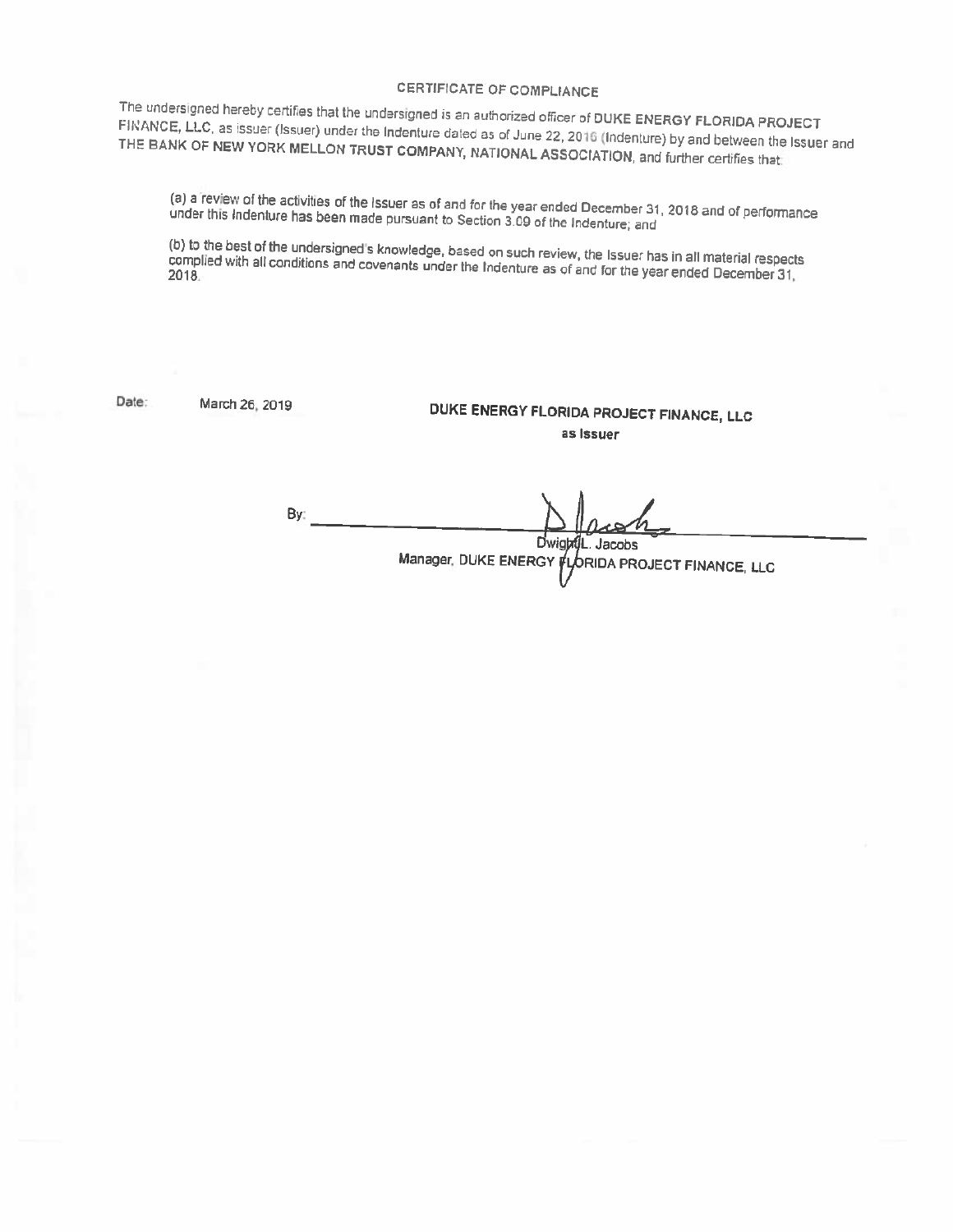## CERTIFICATE OF COMPLIANCE

The undersigned hereby certifies that the undersigned is an authorized officer of **DUKE ENERGY FLORIDA PROJECT FINANCE, LLC**, as issuer (Issuer) under the Indenture dated as of June 22, 2016 (Indenture) by and between the Issuer and **THE BANK OF NEW YORK MELLON TRUST COMPANY, NATIONAL ASSOCIATION**, and further certifies that:

(a) a review of the activities of the Issuer as of and for the year ended December 31, 2018 and of performance under this Indenture has been made pursuant to Section 3.09 of the Indenture; and

(b) to the best of the undersigned's knowledge, based on such review, the Issuer has in all material respects complied with all conditions and covenants under the Indenture as of and for the year ended December 31, 2018.

Date: March 26, 2019

**DUKE ENERGY FLORIDA PROJECT FINANCE, LLC**
**as Issuer**

By: ______________________________

Dwight L. Jacobs
Manager, DUKE ENERGY FLORIDA PROJECT FINANCE, LLC